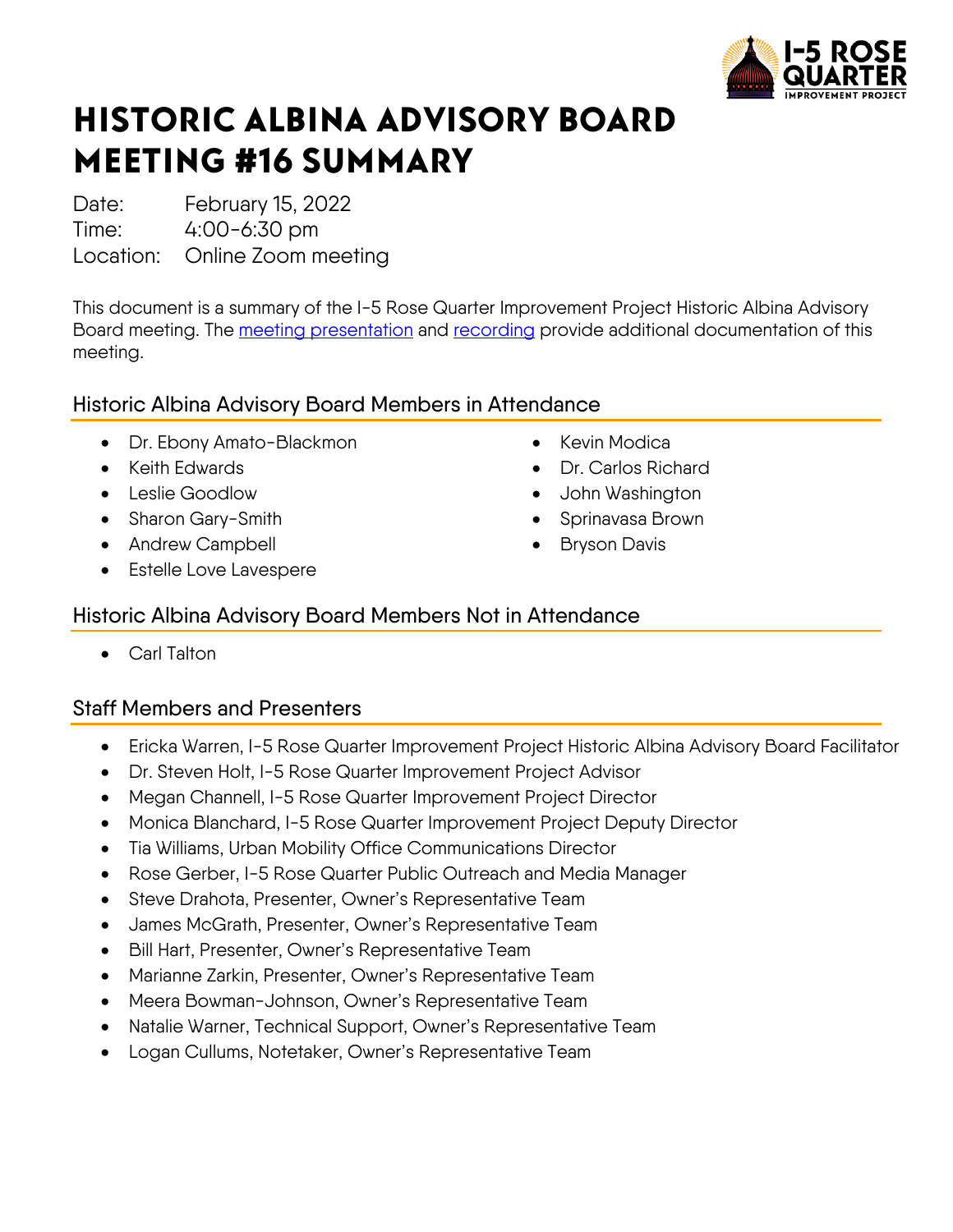# HISTORIC ALBINA ADVISORY BOARD MEETING #16 SUMMARY

Date: February 15, 2022
Time: 4:00-6:30 pm
Location: Online Zoom meeting

This document is a summary of the I-5 Rose Quarter Improvement Project Historic Albina Advisory Board meeting. The meeting presentation and recording provide additional documentation of this meeting.

## Historic Albina Advisory Board Members in Attendance

- Dr. Ebony Amato-Blackmon
- Keith Edwards
- Leslie Goodlow
- Sharon Gary-Smith
- Andrew Campbell
- Estelle Love Lavespere
- Kevin Modica
- Dr. Carlos Richard
- John Washington
- Sprinavasa Brown
- Bryson Davis

## Historic Albina Advisory Board Members Not in Attendance

- Carl Talton

## Staff Members and Presenters

- Ericka Warren, I-5 Rose Quarter Improvement Project Historic Albina Advisory Board Facilitator
- Dr. Steven Holt, I-5 Rose Quarter Improvement Project Advisor
- Megan Channell, I-5 Rose Quarter Improvement Project Director
- Monica Blanchard, I-5 Rose Quarter Improvement Project Deputy Director
- Tia Williams, Urban Mobility Office Communications Director
- Rose Gerber, I-5 Rose Quarter Public Outreach and Media Manager
- Steve Drahota, Presenter, Owner's Representative Team
- James McGrath, Presenter, Owner's Representative Team
- Bill Hart, Presenter, Owner's Representative Team
- Marianne Zarkin, Presenter, Owner's Representative Team
- Meera Bowman-Johnson, Owner's Representative Team
- Natalie Warner, Technical Support, Owner's Representative Team
- Logan Cullums, Notetaker, Owner's Representative Team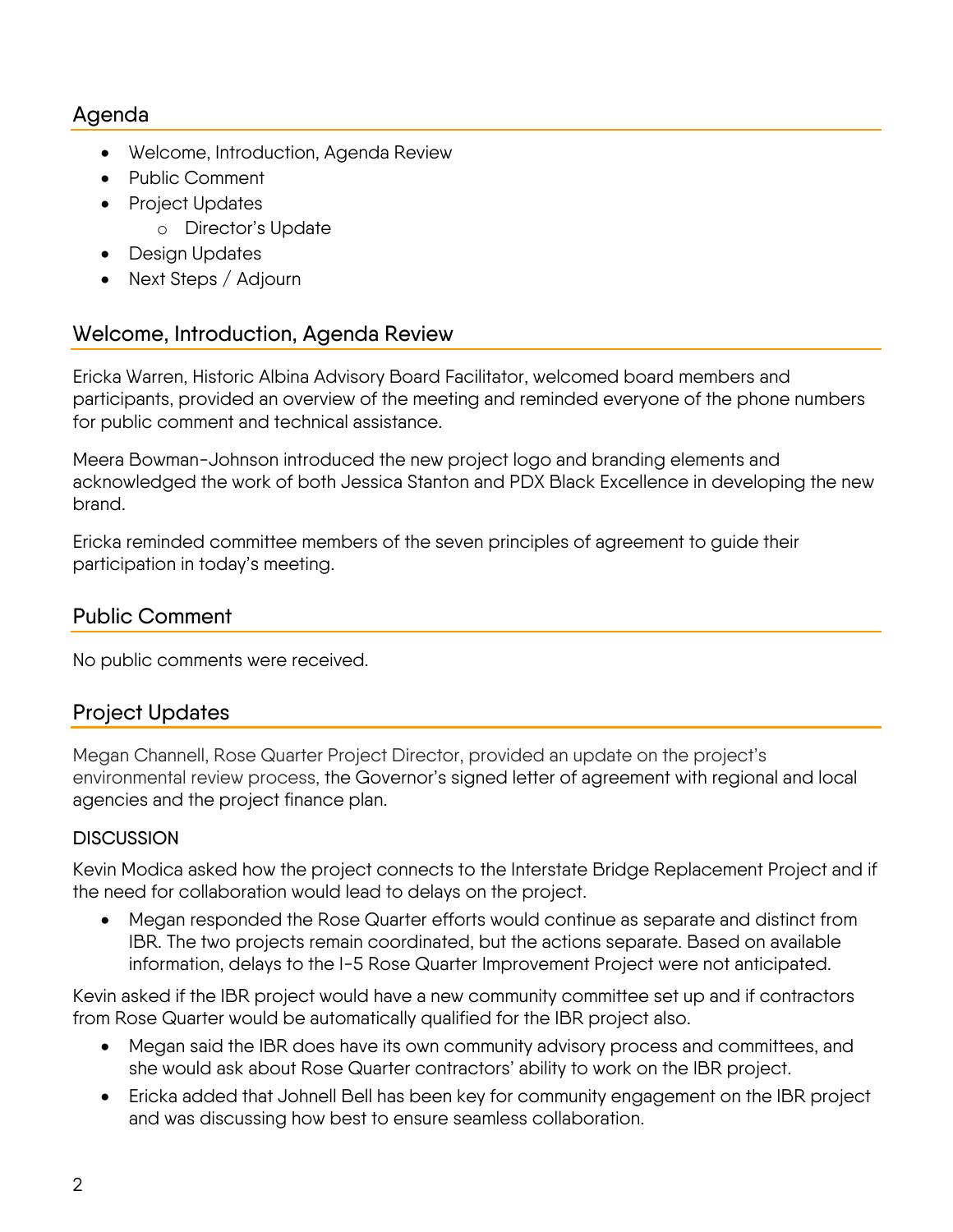## Agenda

- Welcome, Introduction, Agenda Review
- Public Comment
- Project Updates
    - Director's Update
- Design Updates
- Next Steps / Adjourn

## Welcome, Introduction, Agenda Review

Ericka Warren, Historic Albina Advisory Board Facilitator, welcomed board members and participants, provided an overview of the meeting and reminded everyone of the phone numbers for public comment and technical assistance.

Meera Bowman-Johnson introduced the new project logo and branding elements and acknowledged the work of both Jessica Stanton and PDX Black Excellence in developing the new brand.

Ericka reminded committee members of the seven principles of agreement to guide their participation in today's meeting.

## Public Comment

No public comments were received.

## Project Updates

Megan Channell, Rose Quarter Project Director, provided an update on the project's environmental review process, the Governor's signed letter of agreement with regional and local agencies and the project finance plan.

### DISCUSSION

Kevin Modica asked how the project connects to the Interstate Bridge Replacement Project and if the need for collaboration would lead to delays on the project.

- Megan responded the Rose Quarter efforts would continue as separate and distinct from IBR. The two projects remain coordinated, but the actions separate. Based on available information, delays to the I-5 Rose Quarter Improvement Project were not anticipated.

Kevin asked if the IBR project would have a new community committee set up and if contractors from Rose Quarter would be automatically qualified for the IBR project also.

- Megan said the IBR does have its own community advisory process and committees, and she would ask about Rose Quarter contractors' ability to work on the IBR project.
- Ericka added that Johnell Bell has been key for community engagement on the IBR project and was discussing how best to ensure seamless collaboration.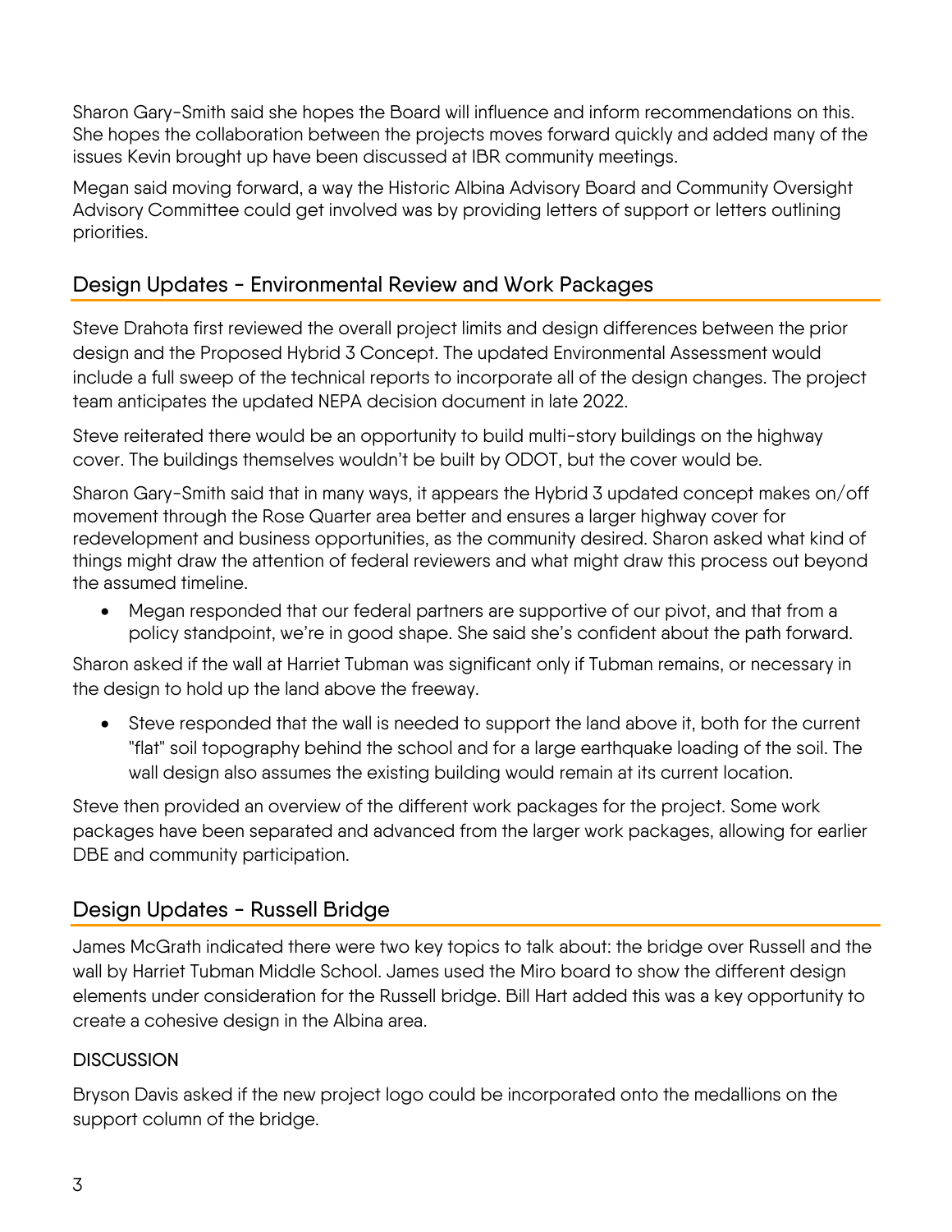Sharon Gary-Smith said she hopes the Board will influence and inform recommendations on this. She hopes the collaboration between the projects moves forward quickly and added many of the issues Kevin brought up have been discussed at IBR community meetings.

Megan said moving forward, a way the Historic Albina Advisory Board and Community Oversight Advisory Committee could get involved was by providing letters of support or letters outlining priorities.

## Design Updates - Environmental Review and Work Packages

Steve Drahota first reviewed the overall project limits and design differences between the prior design and the Proposed Hybrid 3 Concept. The updated Environmental Assessment would include a full sweep of the technical reports to incorporate all of the design changes. The project team anticipates the updated NEPA decision document in late 2022.

Steve reiterated there would be an opportunity to build multi-story buildings on the highway cover. The buildings themselves wouldn't be built by ODOT, but the cover would be.

Sharon Gary-Smith said that in many ways, it appears the Hybrid 3 updated concept makes on/off movement through the Rose Quarter area better and ensures a larger highway cover for redevelopment and business opportunities, as the community desired. Sharon asked what kind of things might draw the attention of federal reviewers and what might draw this process out beyond the assumed timeline.

- Megan responded that our federal partners are supportive of our pivot, and that from a policy standpoint, we're in good shape. She said she's confident about the path forward.

Sharon asked if the wall at Harriet Tubman was significant only if Tubman remains, or necessary in the design to hold up the land above the freeway.

- Steve responded that the wall is needed to support the land above it, both for the current "flat" soil topography behind the school and for a large earthquake loading of the soil. The wall design also assumes the existing building would remain at its current location.

Steve then provided an overview of the different work packages for the project. Some work packages have been separated and advanced from the larger work packages, allowing for earlier DBE and community participation.

## Design Updates - Russell Bridge

James McGrath indicated there were two key topics to talk about: the bridge over Russell and the wall by Harriet Tubman Middle School. James used the Miro board to show the different design elements under consideration for the Russell bridge. Bill Hart added this was a key opportunity to create a cohesive design in the Albina area.

### DISCUSSION

Bryson Davis asked if the new project logo could be incorporated onto the medallions on the support column of the bridge.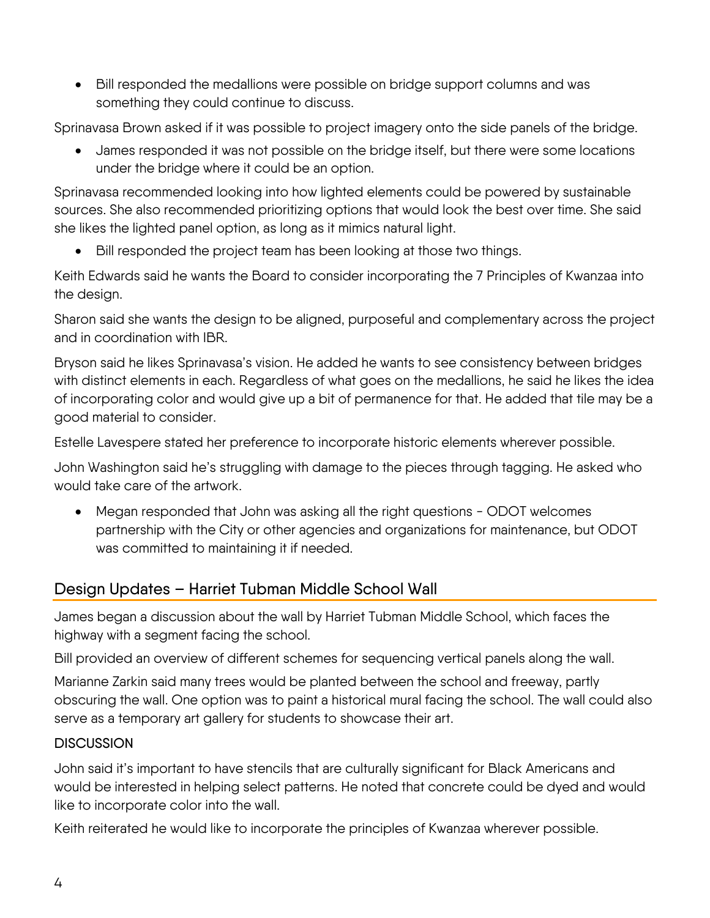- Bill responded the medallions were possible on bridge support columns and was something they could continue to discuss.

Sprinavasa Brown asked if it was possible to project imagery onto the side panels of the bridge.

- James responded it was not possible on the bridge itself, but there were some locations under the bridge where it could be an option.

Sprinavasa recommended looking into how lighted elements could be powered by sustainable sources. She also recommended prioritizing options that would look the best over time. She said she likes the lighted panel option, as long as it mimics natural light.

- Bill responded the project team has been looking at those two things.

Keith Edwards said he wants the Board to consider incorporating the 7 Principles of Kwanzaa into the design.

Sharon said she wants the design to be aligned, purposeful and complementary across the project and in coordination with IBR.

Bryson said he likes Sprinavasa's vision. He added he wants to see consistency between bridges with distinct elements in each. Regardless of what goes on the medallions, he said he likes the idea of incorporating color and would give up a bit of permanence for that. He added that tile may be a good material to consider.

Estelle Lavespere stated her preference to incorporate historic elements wherever possible.

John Washington said he's struggling with damage to the pieces through tagging. He asked who would take care of the artwork.

- Megan responded that John was asking all the right questions - ODOT welcomes partnership with the City or other agencies and organizations for maintenance, but ODOT was committed to maintaining it if needed.

## Design Updates – Harriet Tubman Middle School Wall

James began a discussion about the wall by Harriet Tubman Middle School, which faces the highway with a segment facing the school.

Bill provided an overview of different schemes for sequencing vertical panels along the wall.

Marianne Zarkin said many trees would be planted between the school and freeway, partly obscuring the wall. One option was to paint a historical mural facing the school. The wall could also serve as a temporary art gallery for students to showcase their art.

**DISCUSSION**

John said it's important to have stencils that are culturally significant for Black Americans and would be interested in helping select patterns. He noted that concrete could be dyed and would like to incorporate color into the wall.

Keith reiterated he would like to incorporate the principles of Kwanzaa wherever possible.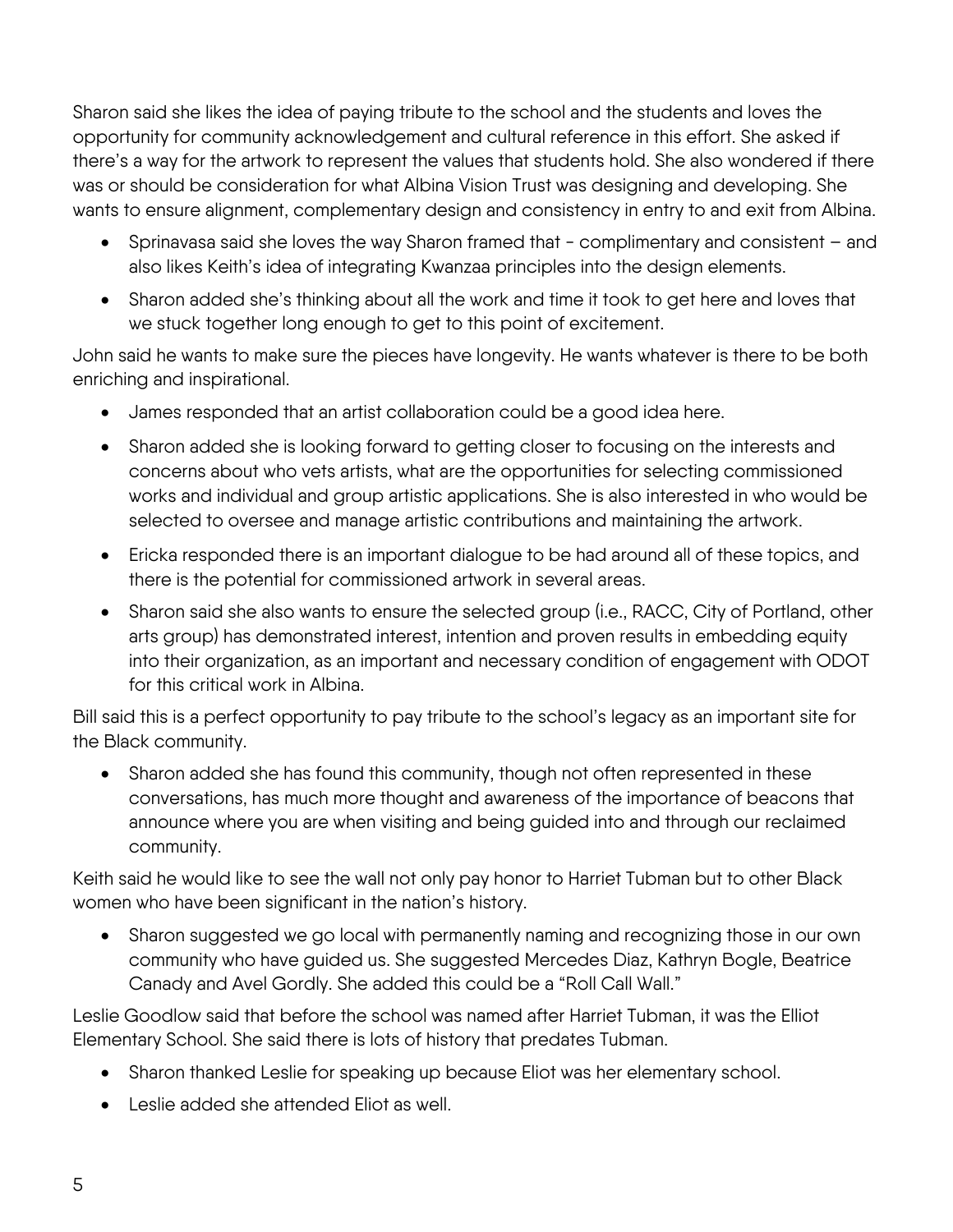Sharon said she likes the idea of paying tribute to the school and the students and loves the opportunity for community acknowledgement and cultural reference in this effort. She asked if there's a way for the artwork to represent the values that students hold. She also wondered if there was or should be consideration for what Albina Vision Trust was designing and developing. She wants to ensure alignment, complementary design and consistency in entry to and exit from Albina.

- Sprinavasa said she loves the way Sharon framed that - complimentary and consistent – and also likes Keith's idea of integrating Kwanzaa principles into the design elements.
- Sharon added she's thinking about all the work and time it took to get here and loves that we stuck together long enough to get to this point of excitement.

John said he wants to make sure the pieces have longevity. He wants whatever is there to be both enriching and inspirational.

- James responded that an artist collaboration could be a good idea here.
- Sharon added she is looking forward to getting closer to focusing on the interests and concerns about who vets artists, what are the opportunities for selecting commissioned works and individual and group artistic applications. She is also interested in who would be selected to oversee and manage artistic contributions and maintaining the artwork.
- Ericka responded there is an important dialogue to be had around all of these topics, and there is the potential for commissioned artwork in several areas.
- Sharon said she also wants to ensure the selected group (i.e., RACC, City of Portland, other arts group) has demonstrated interest, intention and proven results in embedding equity into their organization, as an important and necessary condition of engagement with ODOT for this critical work in Albina.

Bill said this is a perfect opportunity to pay tribute to the school's legacy as an important site for the Black community.

- Sharon added she has found this community, though not often represented in these conversations, has much more thought and awareness of the importance of beacons that announce where you are when visiting and being guided into and through our reclaimed community.

Keith said he would like to see the wall not only pay honor to Harriet Tubman but to other Black women who have been significant in the nation's history.

- Sharon suggested we go local with permanently naming and recognizing those in our own community who have guided us. She suggested Mercedes Diaz, Kathryn Bogle, Beatrice Canady and Avel Gordly. She added this could be a "Roll Call Wall."

Leslie Goodlow said that before the school was named after Harriet Tubman, it was the Elliot Elementary School. She said there is lots of history that predates Tubman.

- Sharon thanked Leslie for speaking up because Eliot was her elementary school.
- Leslie added she attended Eliot as well.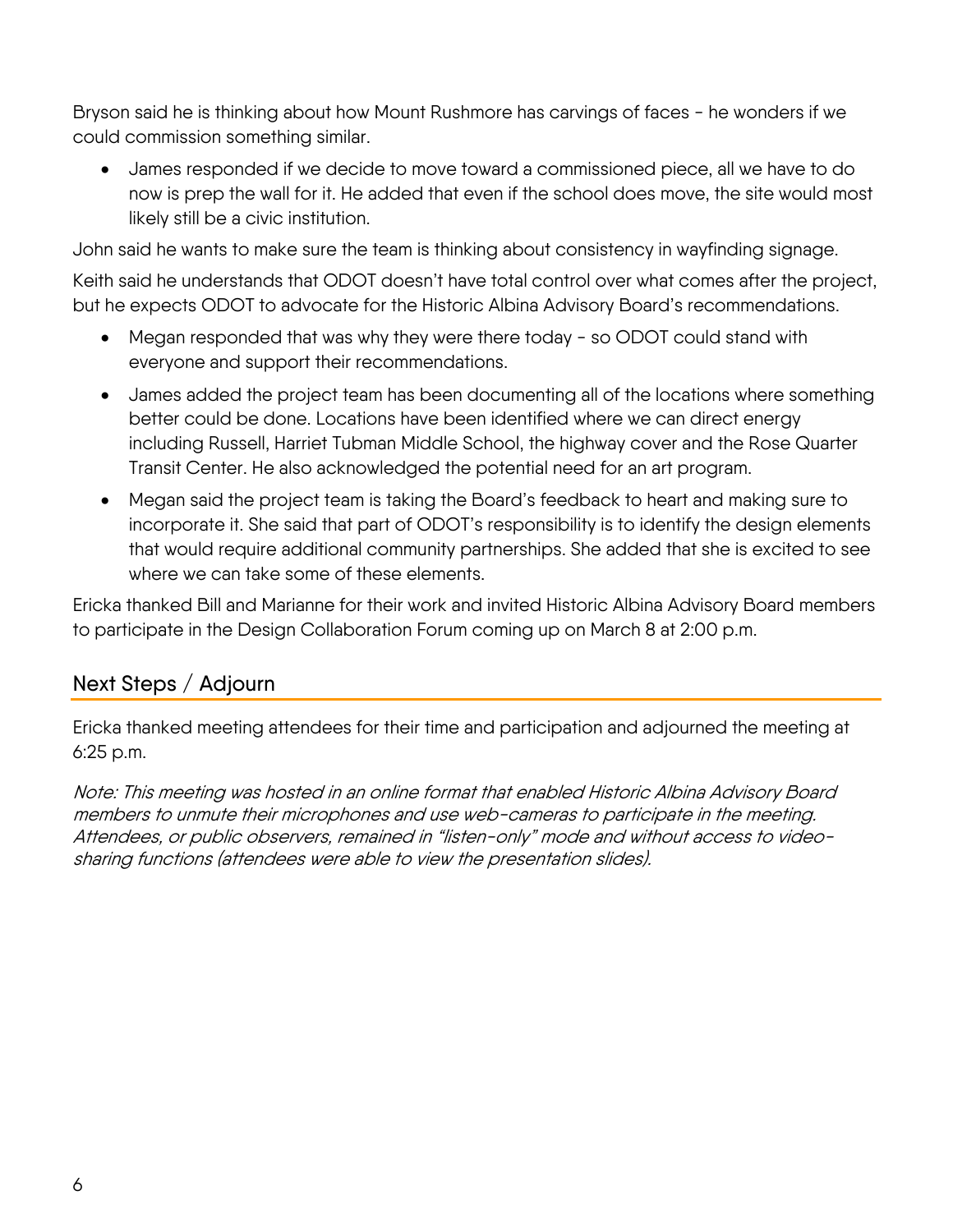Bryson said he is thinking about how Mount Rushmore has carvings of faces - he wonders if we could commission something similar.

- James responded if we decide to move toward a commissioned piece, all we have to do now is prep the wall for it. He added that even if the school does move, the site would most likely still be a civic institution.

John said he wants to make sure the team is thinking about consistency in wayfinding signage.

Keith said he understands that ODOT doesn't have total control over what comes after the project, but he expects ODOT to advocate for the Historic Albina Advisory Board's recommendations.

- Megan responded that was why they were there today - so ODOT could stand with everyone and support their recommendations.
- James added the project team has been documenting all of the locations where something better could be done. Locations have been identified where we can direct energy including Russell, Harriet Tubman Middle School, the highway cover and the Rose Quarter Transit Center. He also acknowledged the potential need for an art program.
- Megan said the project team is taking the Board's feedback to heart and making sure to incorporate it. She said that part of ODOT's responsibility is to identify the design elements that would require additional community partnerships. She added that she is excited to see where we can take some of these elements.

Ericka thanked Bill and Marianne for their work and invited Historic Albina Advisory Board members to participate in the Design Collaboration Forum coming up on March 8 at 2:00 p.m.

## Next Steps / Adjourn

Ericka thanked meeting attendees for their time and participation and adjourned the meeting at 6:25 p.m.

*Note: This meeting was hosted in an online format that enabled Historic Albina Advisory Board members to unmute their microphones and use web-cameras to participate in the meeting. Attendees, or public observers, remained in "listen-only" mode and without access to video-sharing functions (attendees were able to view the presentation slides).*